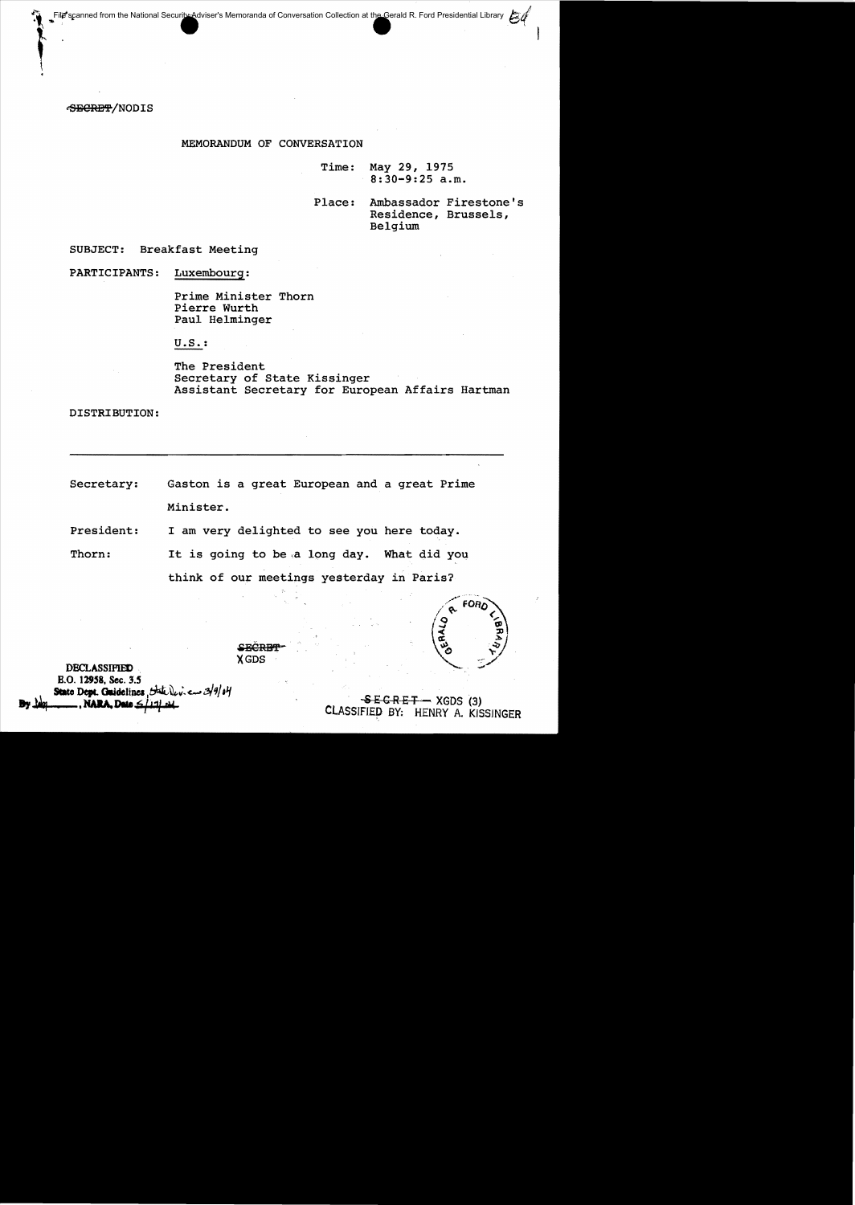File scanned from the National Security Adviser's Memoranda of Conversation Collection at the Gerald R. Ford Presidential Library

~~SECRET~~/NODIS

MEMORANDUM OF CONVERSATION

Time: May 29, 1975
8:30-9:25 a.m.

Place: Ambassador Firestone's Residence, Brussels, Belgium

SUBJECT: Breakfast Meeting

PARTICIPANTS: Luxembourg:

Prime Minister Thorn
Pierre Wurth
Paul Helminger

U.S.:

The President
Secretary of State Kissinger
Assistant Secretary for European Affairs Hartman

DISTRIBUTION:

---

Secretary: Gaston is a great European and a great Prime Minister.

President: I am very delighted to see you here today.

Thorn: It is going to be a long day. What did you think of our meetings yesterday in Paris?

~~SECRET~~
XGDS

DECLASSIFIED
E.O. 12958, Sec. 3.5
State Dept. Guidelines, State Dev. 3/9/04
By ___, NARA, Date 5/17/04

~~SECRET~~ — XGDS (3)
CLASSIFIED BY: HENRY A. KISSINGER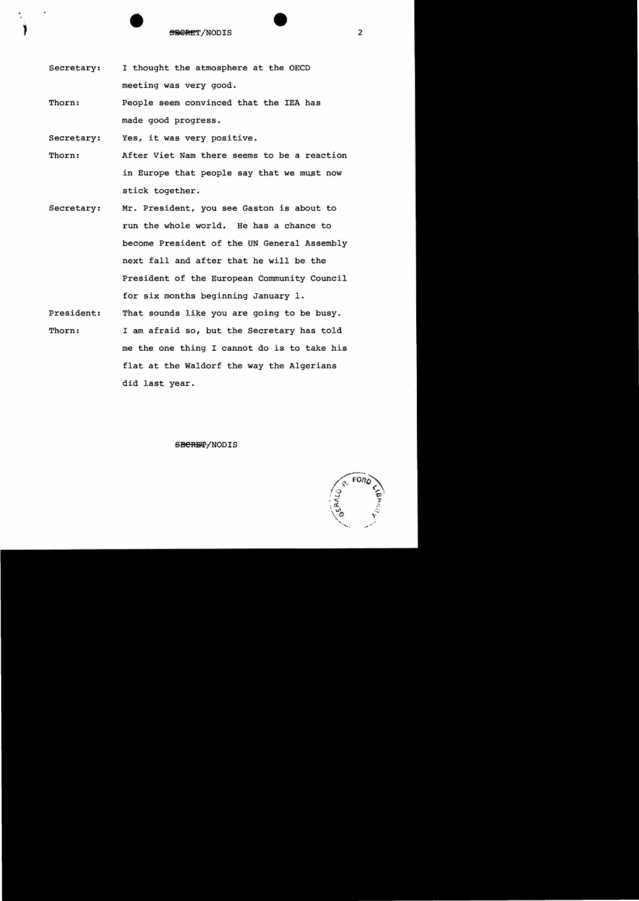Secretary: I thought the atmosphere at the OECD meeting was very good.

Thorn: People seem convinced that the IEA has made good progress.

Secretary: Yes, it was very positive.

Thorn: After Viet Nam there seems to be a reaction in Europe that people say that we must now stick together.

Secretary: Mr. President, you see Gaston is about to run the whole world. He has a chance to become President of the UN General Assembly next fall and after that he will be the President of the European Community Council for six months beginning January 1.

President: That sounds like you are going to be busy.

Thorn: I am afraid so, but the Secretary has told me the one thing I cannot do is to take his flat at the Waldorf the way the Algerians did last year.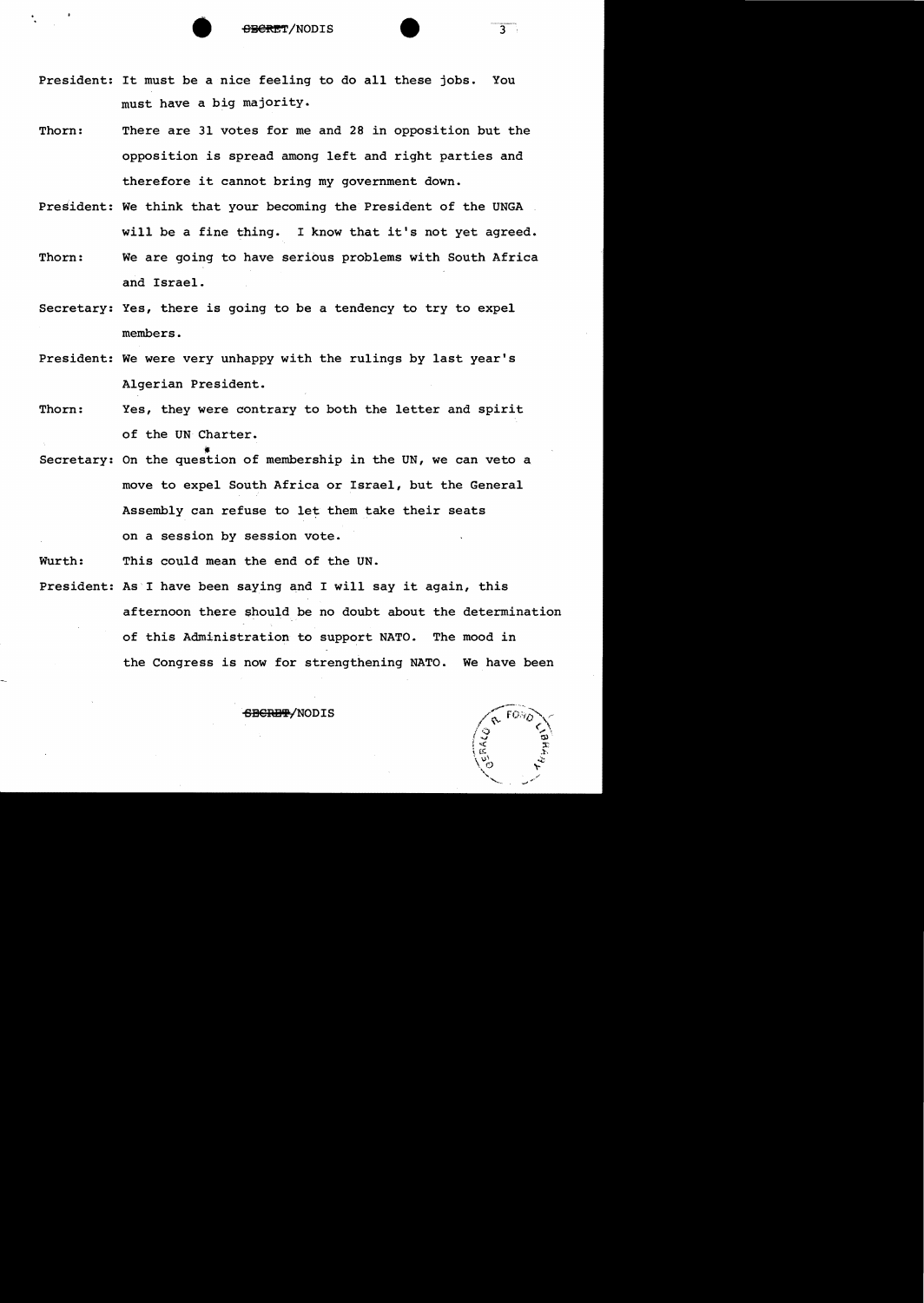**President:** It must be a nice feeling to do all these jobs. You must have a big majority.

**Thorn:** There are 31 votes for me and 28 in opposition but the opposition is spread among left and right parties and therefore it cannot bring my government down.

**President:** We think that your becoming the President of the UNGA will be a fine thing. I know that it's not yet agreed.

**Thorn:** We are going to have serious problems with South Africa and Israel.

**Secretary:** Yes, there is going to be a tendency to try to expel members.

**President:** We were very unhappy with the rulings by last year's Algerian President.

**Thorn:** Yes, they were contrary to both the letter and spirit of the UN Charter.

**Secretary:** On the question of membership in the UN, we can veto a move to expel South Africa or Israel, but the General Assembly can refuse to let them take their seats on a session by session vote.

**Wurth:** This could mean the end of the UN.

**President:** As I have been saying and I will say it again, this afternoon there should be no doubt about the determination of this Administration to support NATO. The mood in the Congress is now for strengthening NATO. We have been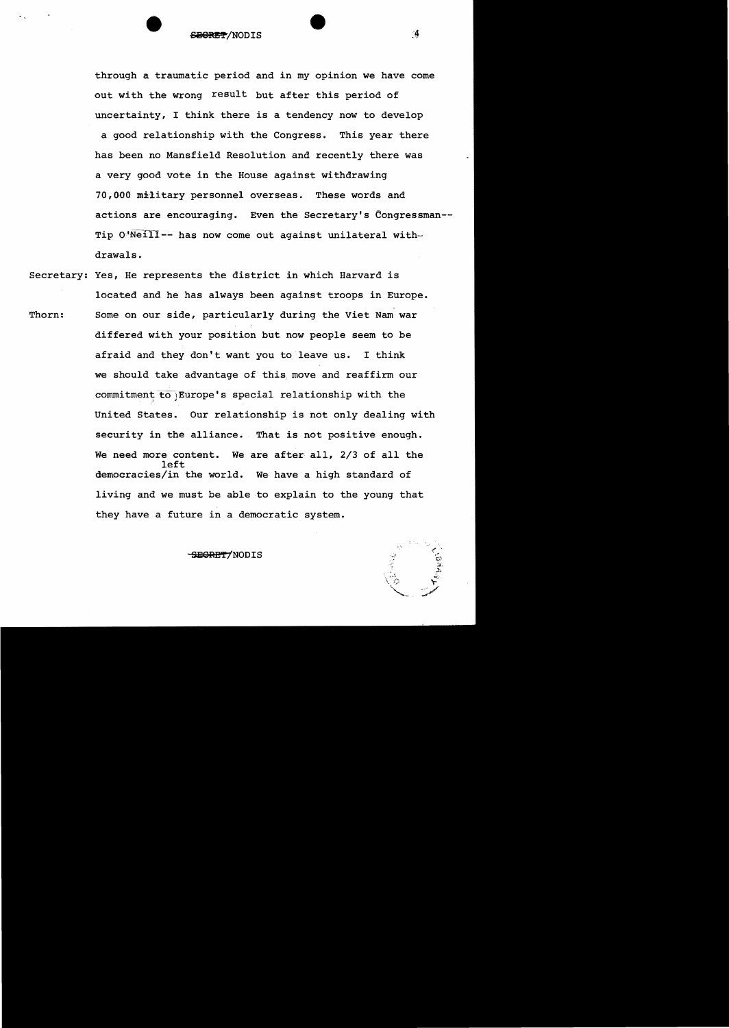through a traumatic period and in my opinion we have come out with the wrong result but after this period of uncertainty, I think there is a tendency now to develop a good relationship with the Congress. This year there has been no Mansfield Resolution and recently there was a very good vote in the House against withdrawing 70,000 military personnel overseas. These words and actions are encouraging. Even the Secretary's Congressman-- Tip O'Neill-- has now come out against unilateral withdrawals.

Secretary: Yes, He represents the district in which Harvard is located and he has always been against troops in Europe.

Thorn: Some on our side, particularly during the Viet Nam war differed with your position but now people seem to be afraid and they don't want you to leave us. I think we should take advantage of this move and reaffirm our commitment to Europe's special relationship with the United States. Our relationship is not only dealing with security in the alliance. That is not positive enough. We need more content. We are after all, 2/3 of all the democracies left in the world. We have a high standard of living and we must be able to explain to the young that they have a future in a democratic system.

SECRET/NODIS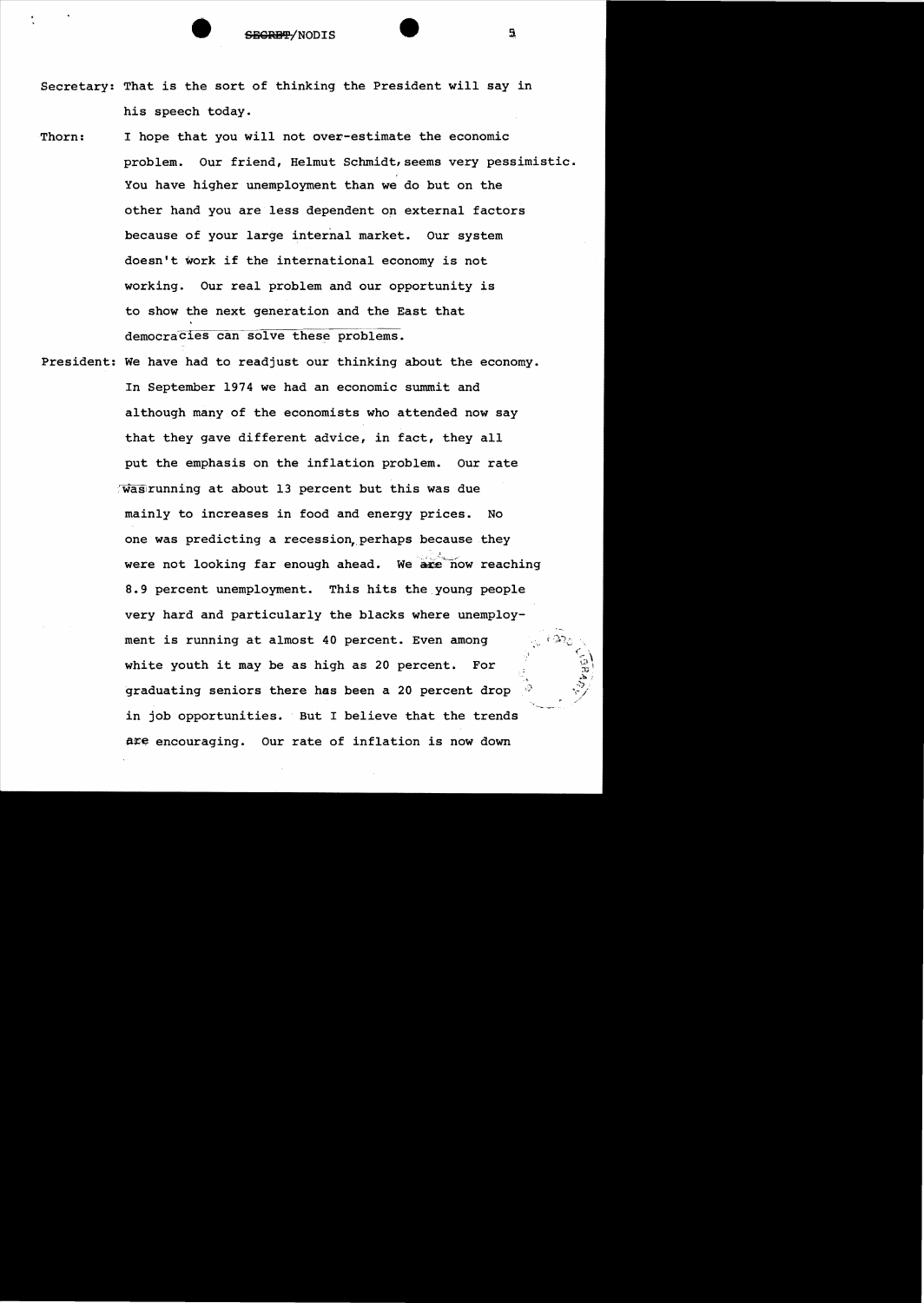Secretary: That is the sort of thinking the President will say in his speech today.

Thorn: I hope that you will not over-estimate the economic problem. Our friend, Helmut Schmidt, seems very pessimistic. You have higher unemployment than we do but on the other hand you are less dependent on external factors because of your large internal market. Our system doesn't work if the international economy is not working. Our real problem and our opportunity is to show the next generation and the East that democracies can solve these problems.

President: We have had to readjust our thinking about the economy. In September 1974 we had an economic summit and although many of the economists who attended now say that they gave different advice, in fact, they all put the emphasis on the inflation problem. Our rate was running at about 13 percent but this was due mainly to increases in food and energy prices. No one was predicting a recession, perhaps because they were not looking far enough ahead. We are now reaching 8.9 percent unemployment. This hits the young people very hard and particularly the blacks where unemployment is running at almost 40 percent. Even among white youth it may be as high as 20 percent. For graduating seniors there has been a 20 percent drop in job opportunities. But I believe that the trends are encouraging. Our rate of inflation is now down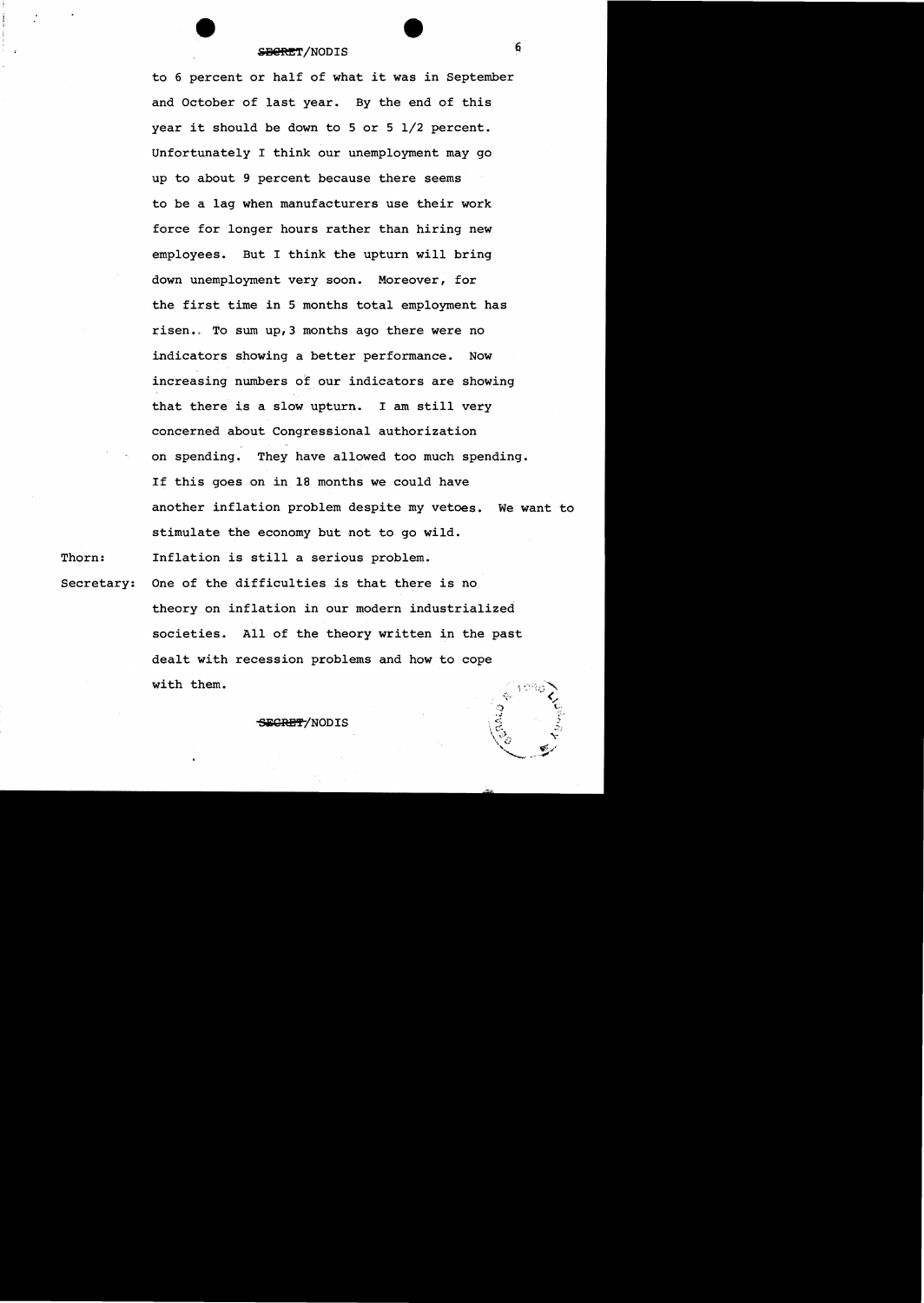to 6 percent or half of what it was in September and October of last year. By the end of this year it should be down to 5 or 5 1/2 percent. Unfortunately I think our unemployment may go up to about 9 percent because there seems to be a lag when manufacturers use their work force for longer hours rather than hiring new employees. But I think the upturn will bring down unemployment very soon. Moreover, for the first time in 5 months total employment has risen. To sum up, 3 months ago there were no indicators showing a better performance. Now increasing numbers of our indicators are showing that there is a slow upturn. I am still very concerned about Congressional authorization on spending. They have allowed too much spending. If this goes on in 18 months we could have another inflation problem despite my vetoes. We want to stimulate the economy but not to go wild.

Thorn: Inflation is still a serious problem.

Secretary: One of the difficulties is that there is no theory on inflation in our modern industrialized societies. All of the theory written in the past dealt with recession problems and how to cope with them.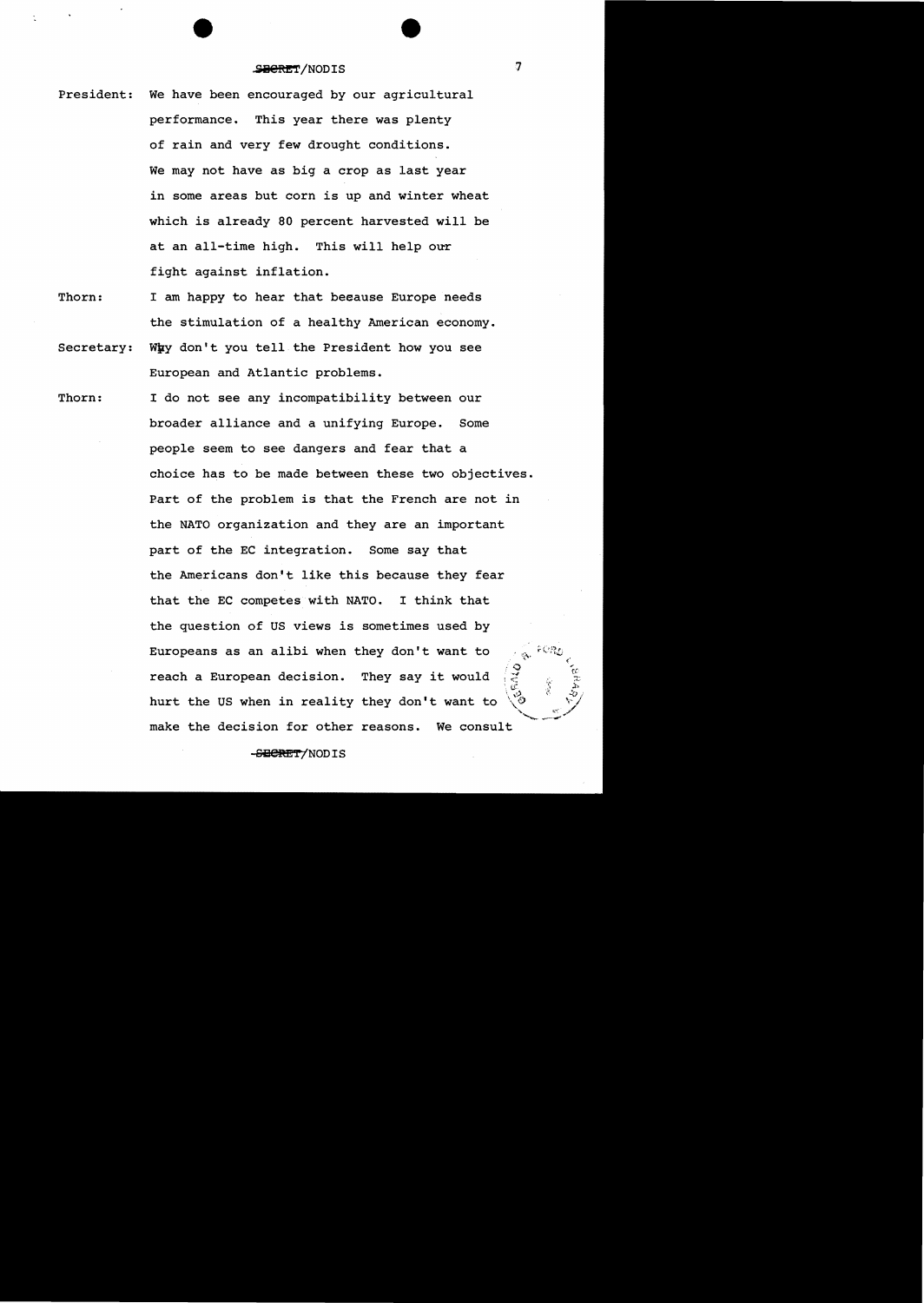President: We have been encouraged by our agricultural performance. This year there was plenty of rain and very few drought conditions. We may not have as big a crop as last year in some areas but corn is up and winter wheat which is already 80 percent harvested will be at an all-time high. This will help our fight against inflation.

Thorn: I am happy to hear that because Europe needs the stimulation of a healthy American economy.

Secretary: Why don't you tell the President how you see European and Atlantic problems.

Thorn: I do not see any incompatibility between our broader alliance and a unifying Europe. Some people seem to see dangers and fear that a choice has to be made between these two objectives. Part of the problem is that the French are not in the NATO organization and they are an important part of the EC integration. Some say that the Americans don't like this because they fear that the EC competes with NATO. I think that the question of US views is sometimes used by Europeans as an alibi when they don't want to reach a European decision. They say it would hurt the US when in reality they don't want to make the decision for other reasons. We consult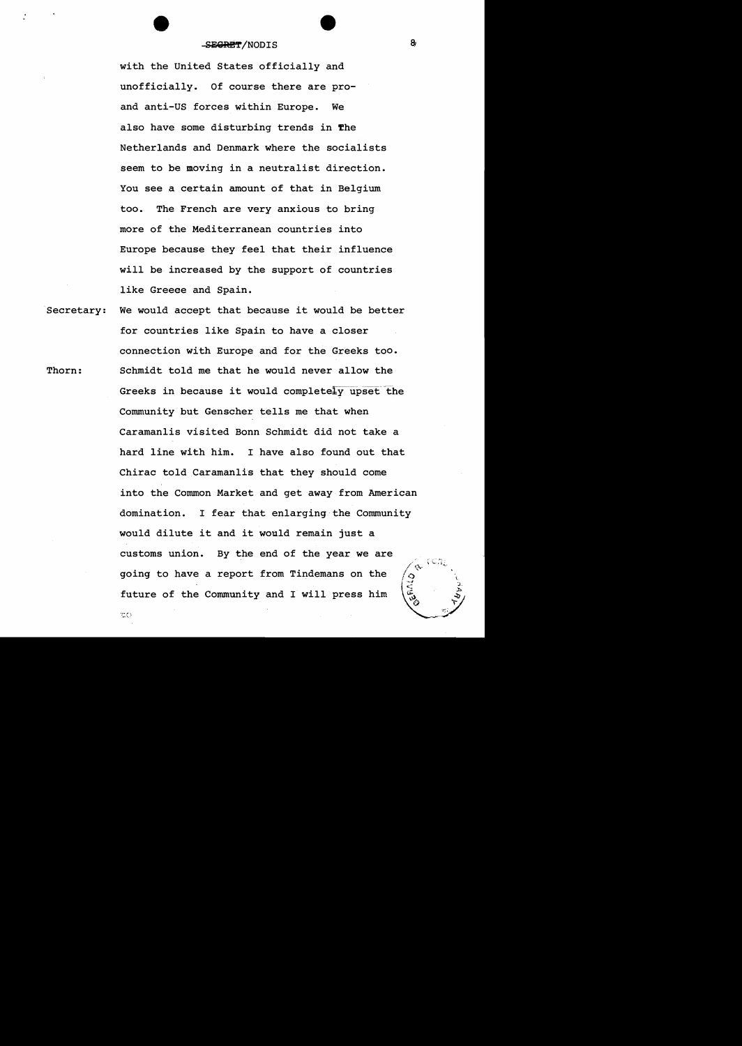with the United States officially and unofficially. Of course there are pro- and anti-US forces within Europe. We also have some disturbing trends in The Netherlands and Denmark where the socialists seem to be moving in a neutralist direction. You see a certain amount of that in Belgium too. The French are very anxious to bring more of the Mediterranean countries into Europe because they feel that their influence will be increased by the support of countries like Greece and Spain.

Secretary: We would accept that because it would be better for countries like Spain to have a closer connection with Europe and for the Greeks too.

Thorn: Schmidt told me that he would never allow the Greeks in because it would completely upset the Community but Genscher tells me that when Caramanlis visited Bonn Schmidt did not take a hard line with him. I have also found out that Chirac told Caramanlis that they should come into the Common Market and get away from American domination. I fear that enlarging the Community would dilute it and it would remain just a customs union. By the end of the year we are going to have a report from Tindemans on the future of the Community and I will press him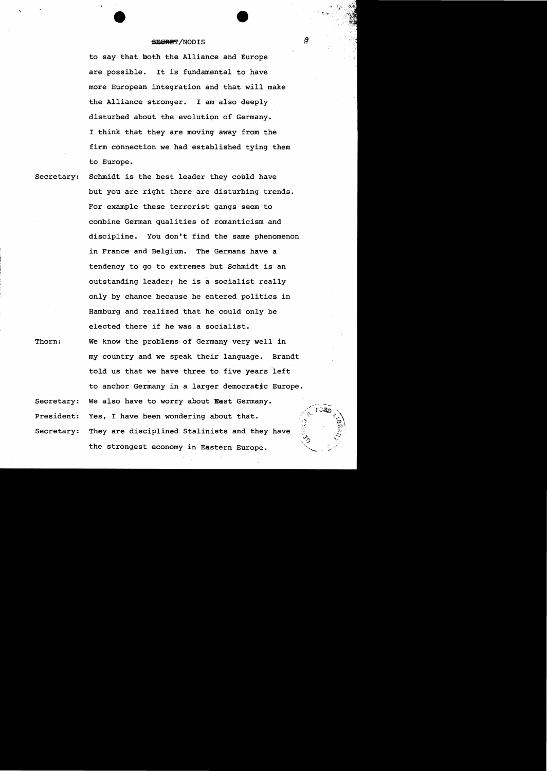to say that both the Alliance and Europe are possible. It is fundamental to have more European integration and that will make the Alliance stronger. I am also deeply disturbed about the evolution of Germany. I think that they are moving away from the firm connection we had established tying them to Europe.

Secretary: Schmidt is the best leader they could have but you are right there are disturbing trends. For example these terrorist gangs seem to combine German qualities of romanticism and discipline. You don't find the same phenomenon in France and Belgium. The Germans have a tendency to go to extremes but Schmidt is an outstanding leader; he is a socialist really only by chance because he entered politics in Hamburg and realized that he could only be elected there if he was a socialist.

Thorn: We know the problems of Germany very well in my country and we speak their language. Brandt told us that we have three to five years left to anchor Germany in a larger democratic Europe.

Secretary: We also have to worry about East Germany.

President: Yes, I have been wondering about that.

Secretary: They are disciplined Stalinists and they have the strongest economy in Eastern Europe.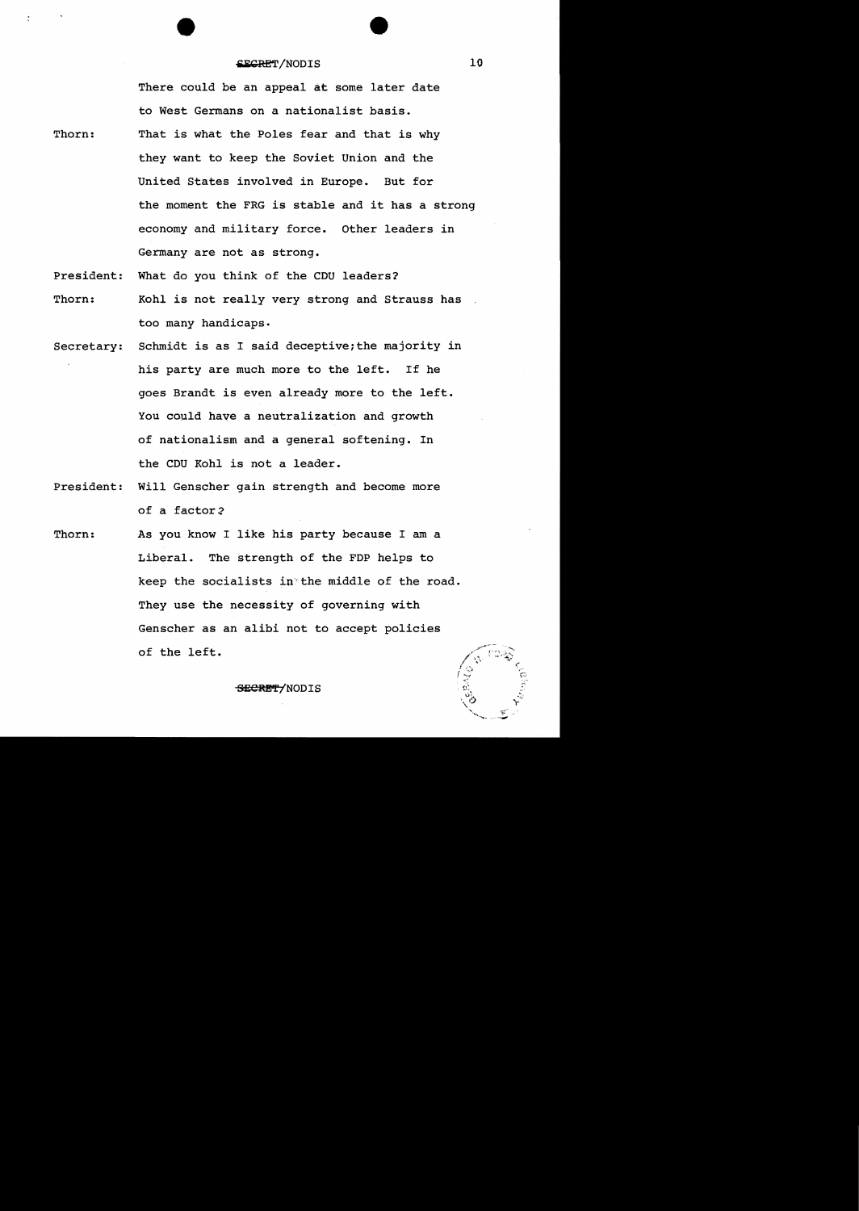SECRET/NODIS

There could be an appeal at some later date to West Germans on a nationalist basis.

Thorn: That is what the Poles fear and that is why they want to keep the Soviet Union and the United States involved in Europe. But for the moment the FRG is stable and it has a strong economy and military force. Other leaders in Germany are not as strong.

President: What do you think of the CDU leaders?

Thorn: Kohl is not really very strong and Strauss has too many handicaps.

Secretary: Schmidt is as I said deceptive;the majority in his party are much more to the left. If he goes Brandt is even already more to the left. You could have a neutralization and growth of nationalism and a general softening. In the CDU Kohl is not a leader.

President: Will Genscher gain strength and become more of a factor?

Thorn: As you know I like his party because I am a Liberal. The strength of the FDP helps to keep the socialists in the middle of the road. They use the necessity of governing with Genscher as an alibi not to accept policies of the left.

SECRET/NODIS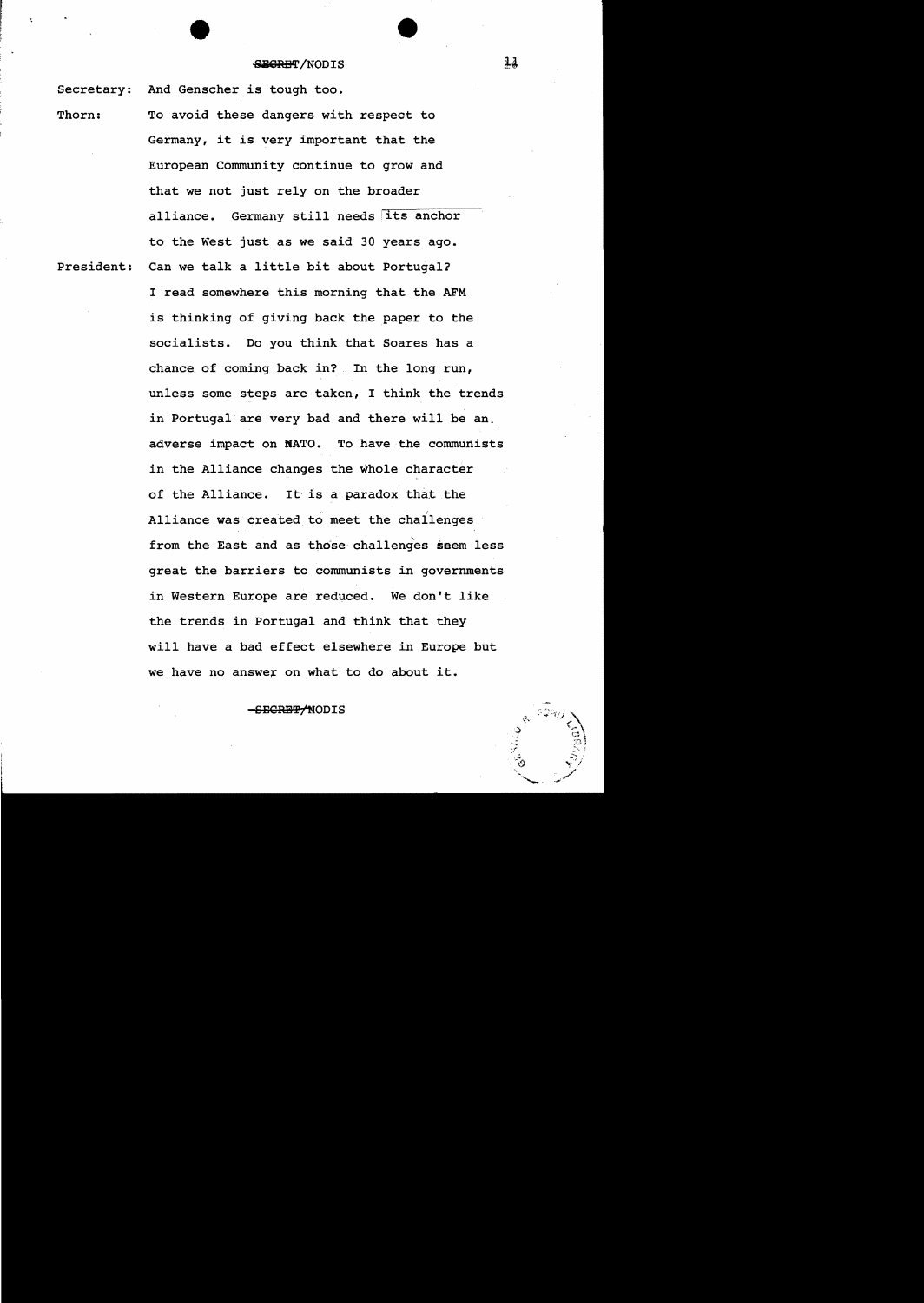Secretary: And Genscher is tough too.

Thorn: To avoid these dangers with respect to Germany, it is very important that the European Community continue to grow and that we not just rely on the broader alliance. Germany still needs its anchor to the West just as we said 30 years ago.

President: Can we talk a little bit about Portugal? I read somewhere this morning that the AFM is thinking of giving back the paper to the socialists. Do you think that Soares has a chance of coming back in? In the long run, unless some steps are taken, I think the trends in Portugal are very bad and there will be an adverse impact on NATO. To have the communists in the Alliance changes the whole character of the Alliance. It is a paradox that the Alliance was created to meet the challenges from the East and as those challenges seem less great the barriers to communists in governments in Western Europe are reduced. We don't like the trends in Portugal and think that they will have a bad effect elsewhere in Europe but we have no answer on what to do about it.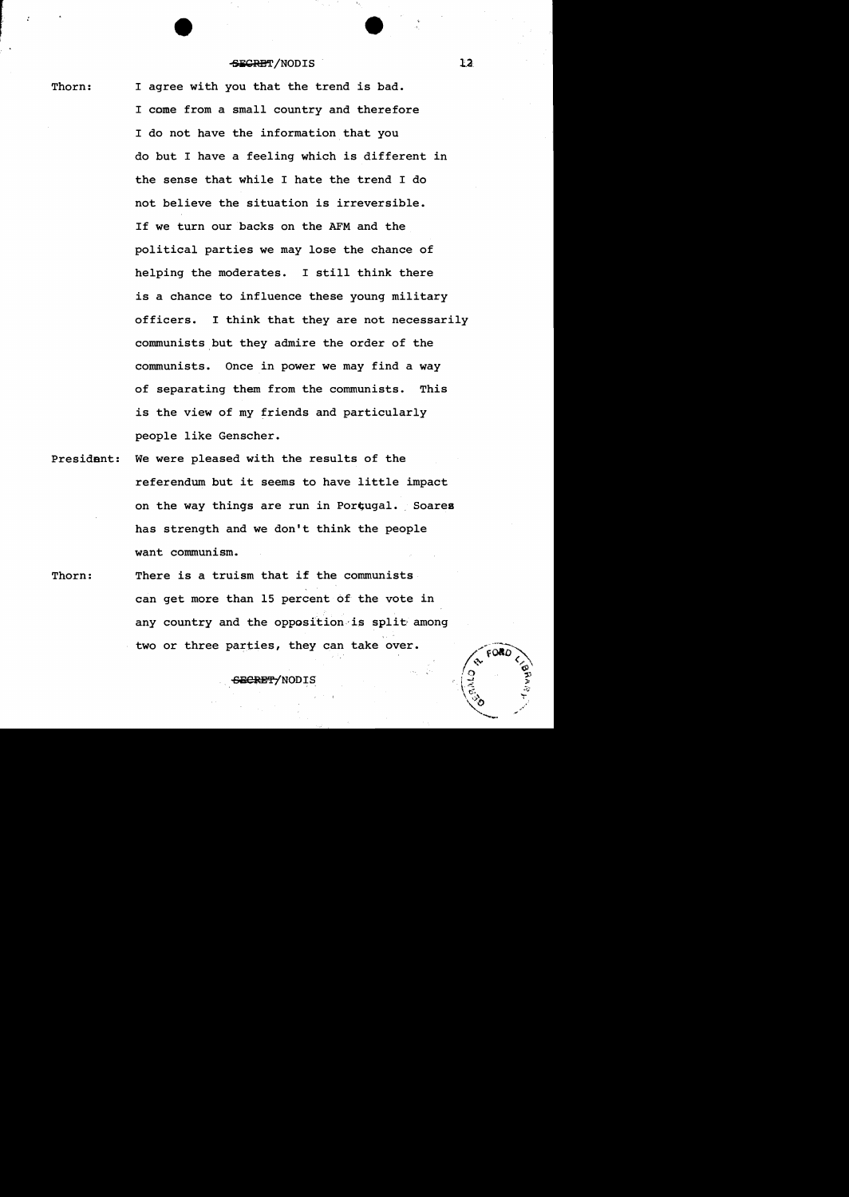SECRET/NODIS

Thorn: I agree with you that the trend is bad. I come from a small country and therefore I do not have the information that you do but I have a feeling which is different in the sense that while I hate the trend I do not believe the situation is irreversible. If we turn our backs on the AFM and the political parties we may lose the chance of helping the moderates. I still think there is a chance to influence these young military officers. I think that they are not necessarily communists but they admire the order of the communists. Once in power we may find a way of separating them from the communists. This is the view of my friends and particularly people like Genscher.

President: We were pleased with the results of the referendum but it seems to have little impact on the way things are run in Portugal. Soares has strength and we don't think the people want communism.

Thorn: There is a truism that if the communists can get more than 15 percent of the vote in any country and the opposition is split among two or three parties, they can take over.

SECRET/NODIS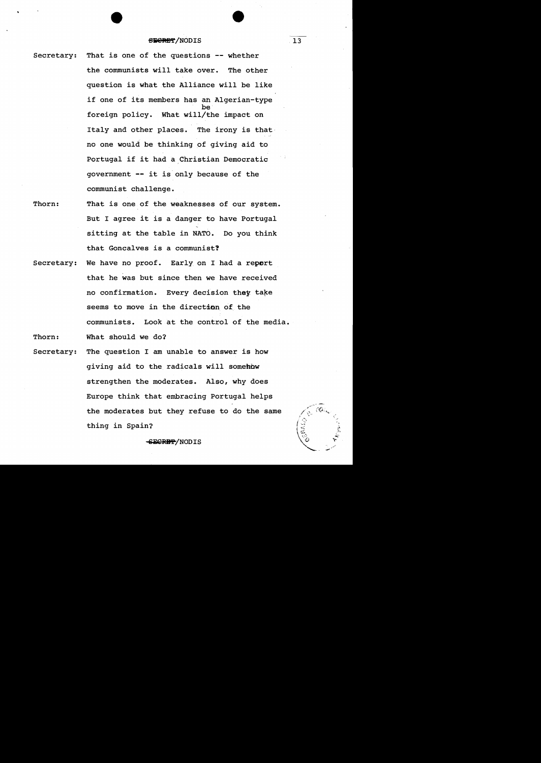SECRET/NODIS

Secretary: That is one of the questions -- whether the communists will take over. The other question is what the Alliance will be like if one of its members has an Algerian-type foreign policy. What will be the impact on Italy and other places. The irony is that no one would be thinking of giving aid to Portugal if it had a Christian Democratic government -- it is only because of the communist challenge.

Thorn: That is one of the weaknesses of our system. But I agree it is a danger to have Portugal sitting at the table in NATO. Do you think that Goncalves is a communist?

Secretary: We have no proof. Early on I had a report that he was but since then we have received no confirmation. Every decision they take seems to move in the direction of the communists. Look at the control of the media.

Thorn: What should we do?

Secretary: The question I am unable to answer is how giving aid to the radicals will somehow strengthen the moderates. Also, why does Europe think that embracing Portugal helps the moderates but they refuse to do the same thing in Spain?

SECRET/NODIS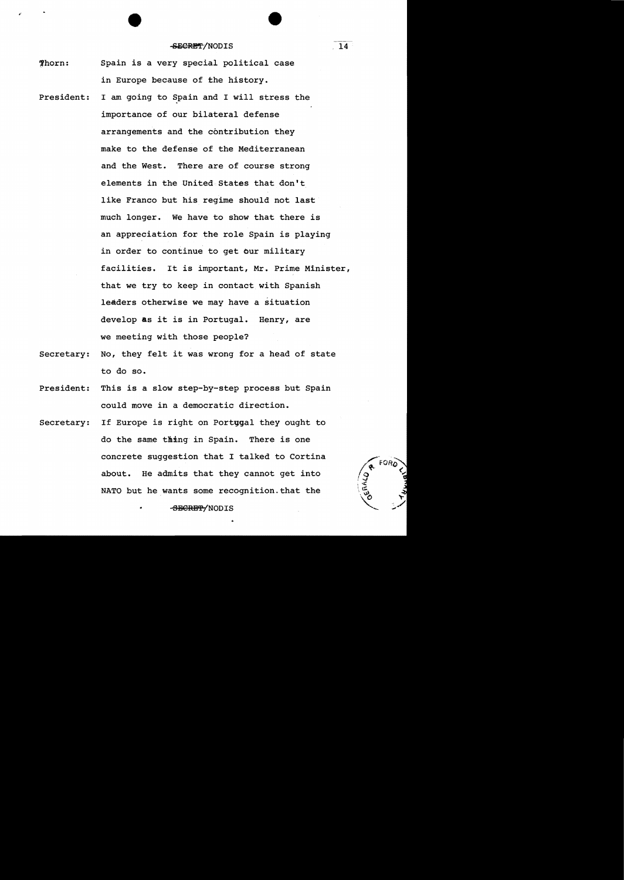SECRET/NODIS

Thorn: Spain is a very special political case in Europe because of the history.

President: I am going to Spain and I will stress the importance of our bilateral defense arrangements and the contribution they make to the defense of the Mediterranean and the West. There are of course strong elements in the United States that don't like Franco but his regime should not last much longer. We have to show that there is an appreciation for the role Spain is playing in order to continue to get our military facilities. It is important, Mr. Prime Minister, that we try to keep in contact with Spanish leaders otherwise we may have a situation develop as it is in Portugal. Henry, are we meeting with those people?

Secretary: No, they felt it was wrong for a head of state to do so.

President: This is a slow step-by-step process but Spain could move in a democratic direction.

Secretary: If Europe is right on Portugal they ought to do the same thing in Spain. There is one concrete suggestion that I talked to Cortina about. He admits that they cannot get into NATO but he wants some recognition that the

SECRET/NODIS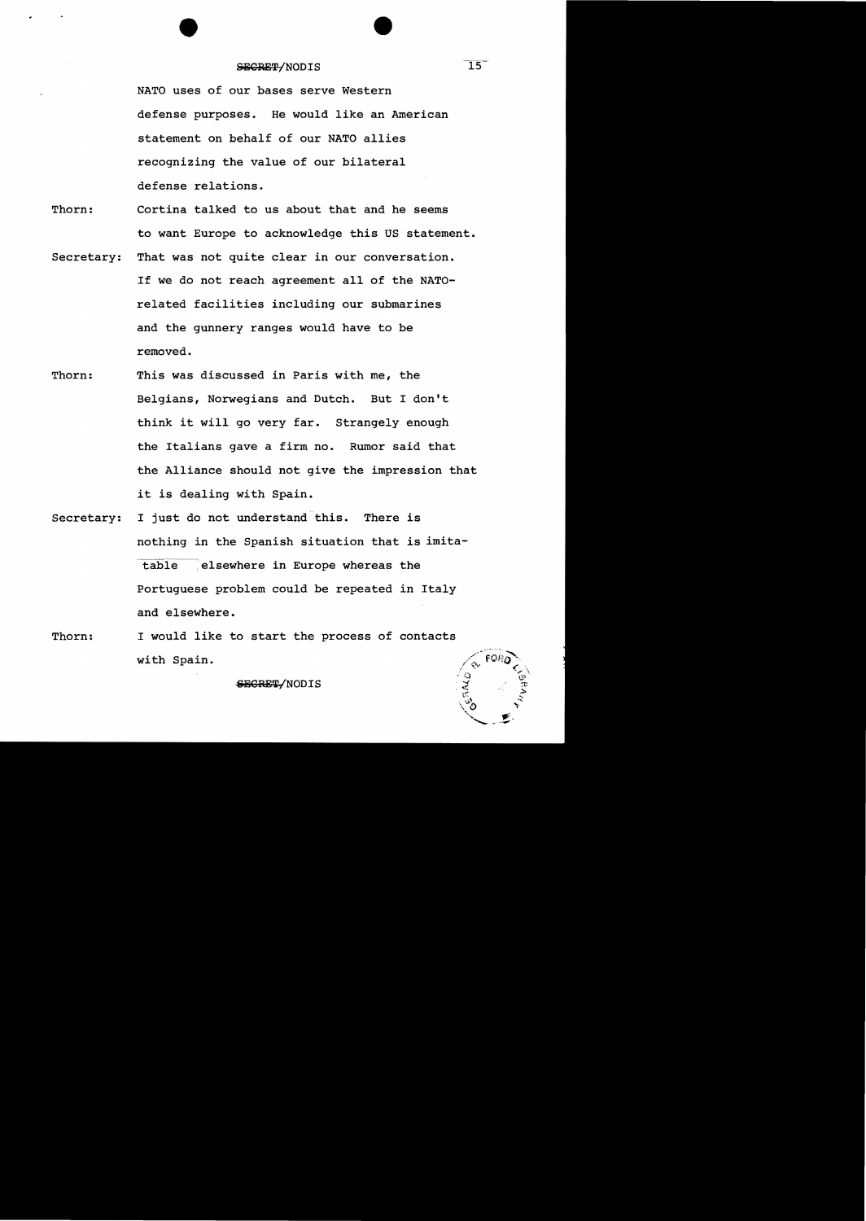NATO uses of our bases serve Western defense purposes. He would like an American statement on behalf of our NATO allies recognizing the value of our bilateral defense relations.

Thorn: Cortina talked to us about that and he seems to want Europe to acknowledge this US statement.

Secretary: That was not quite clear in our conversation. If we do not reach agreement all of the NATO-related facilities including our submarines and the gunnery ranges would have to be removed.

Thorn: This was discussed in Paris with me, the Belgians, Norwegians and Dutch. But I don't think it will go very far. Strangely enough the Italians gave a firm no. Rumor said that the Alliance should not give the impression that it is dealing with Spain.

Secretary: I just do not understand this. There is nothing in the Spanish situation that is imitatable elsewhere in Europe whereas the Portuguese problem could be repeated in Italy and elsewhere.

Thorn: I would like to start the process of contacts with Spain.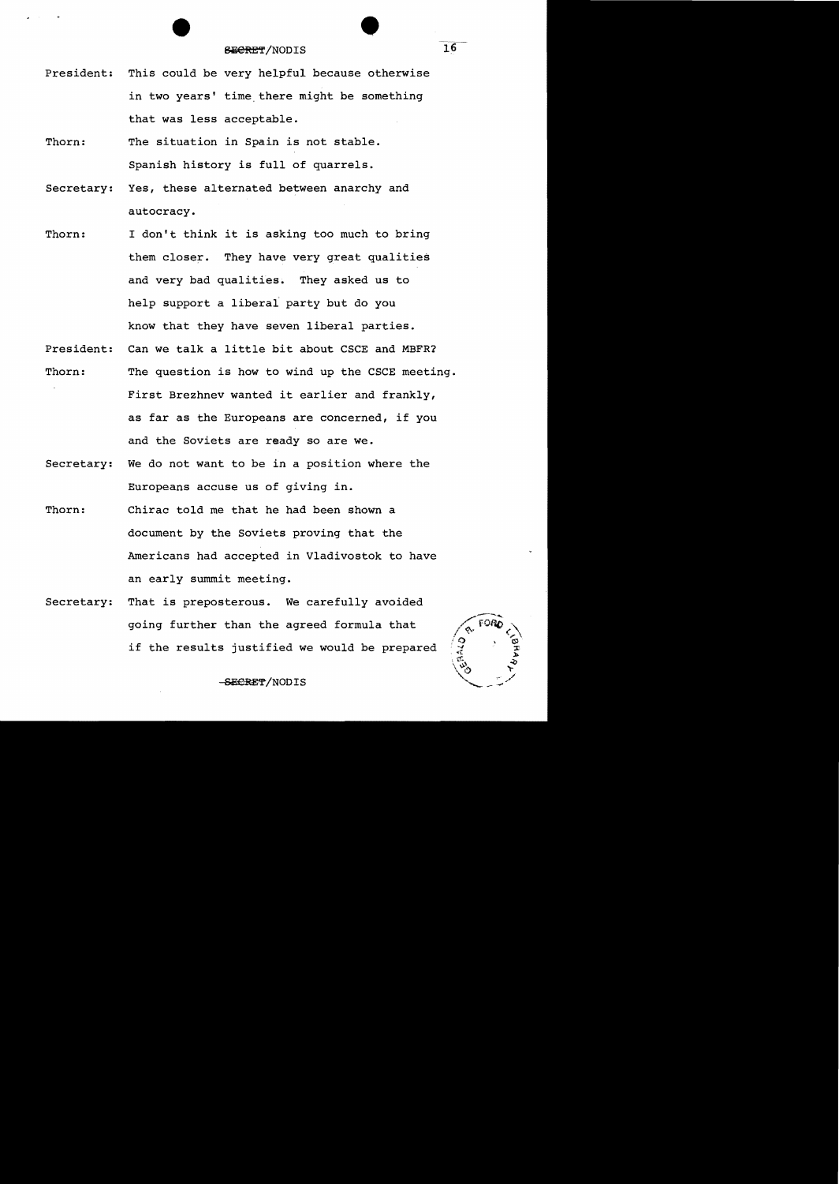President: This could be very helpful because otherwise in two years' time there might be something that was less acceptable.

Thorn: The situation in Spain is not stable. Spanish history is full of quarrels.

Secretary: Yes, these alternated between anarchy and autocracy.

Thorn: I don't think it is asking too much to bring them closer. They have very great qualities and very bad qualities. They asked us to help support a liberal party but do you know that they have seven liberal parties.

President: Can we talk a little bit about CSCE and MBFR?

Thorn: The question is how to wind up the CSCE meeting. First Brezhnev wanted it earlier and frankly, as far as the Europeans are concerned, if you and the Soviets are ready so are we.

Secretary: We do not want to be in a position where the Europeans accuse us of giving in.

Thorn: Chirac told me that he had been shown a document by the Soviets proving that the Americans had accepted in Vladivostok to have an early summit meeting.

Secretary: That is preposterous. We carefully avoided going further than the agreed formula that if the results justified we would be prepared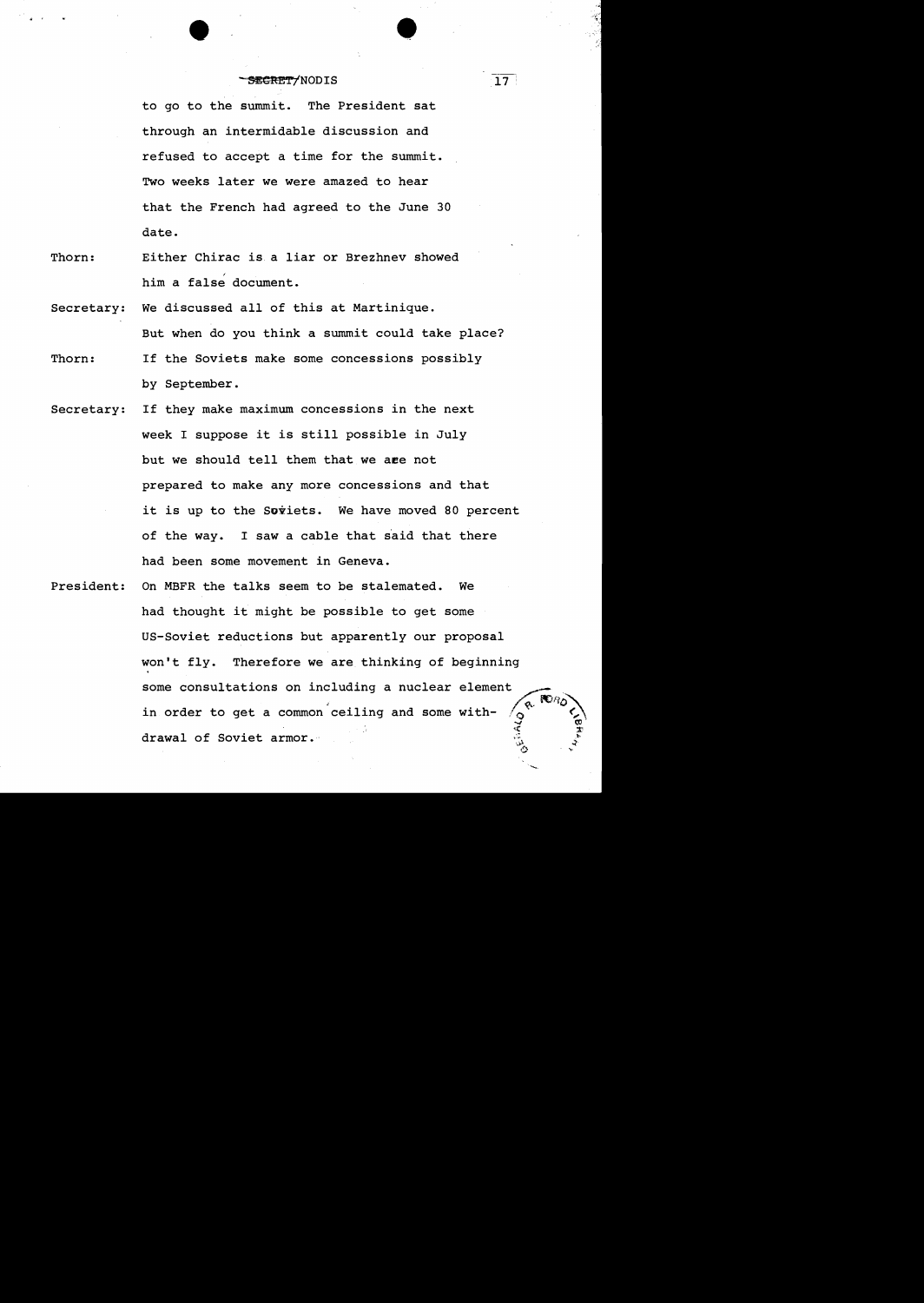to go to the summit. The President sat through an intermidable discussion and refused to accept a time for the summit. Two weeks later we were amazed to hear that the French had agreed to the June 30 date.

Thorn: Either Chirac is a liar or Brezhnev showed him a false document.

Secretary: We discussed all of this at Martinique. But when do you think a summit could take place?

Thorn: If the Soviets make some concessions possibly by September.

Secretary: If they make maximum concessions in the next week I suppose it is still possible in July but we should tell them that we are not prepared to make any more concessions and that it is up to the Soviets. We have moved 80 percent of the way. I saw a cable that said that there had been some movement in Geneva.

President: On MBFR the talks seem to be stalemated. We had thought it might be possible to get some US-Soviet reductions but apparently our proposal won't fly. Therefore we are thinking of beginning some consultations on including a nuclear element in order to get a common ceiling and some withdrawal of Soviet armor.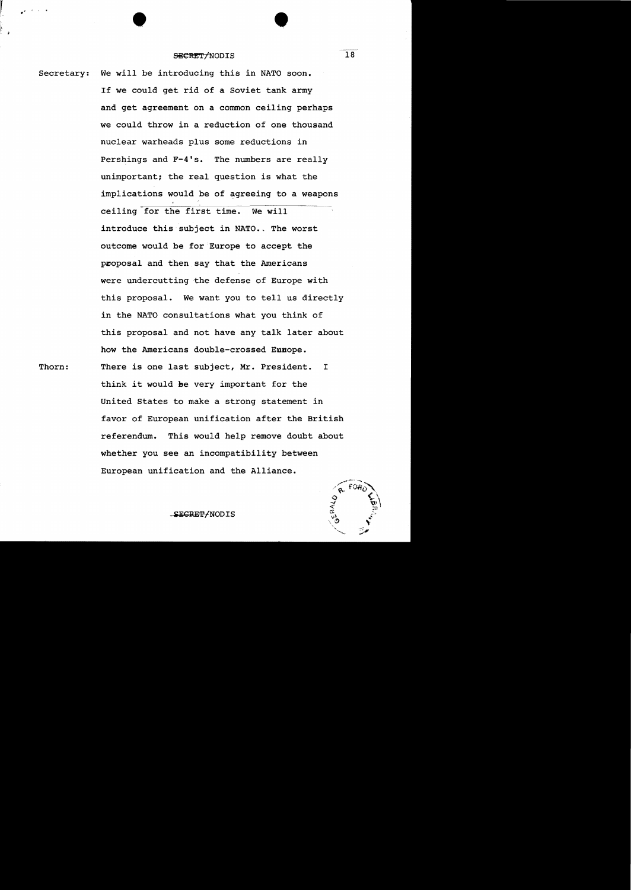Secretary: We will be introducing this in NATO soon. If we could get rid of a Soviet tank army and get agreement on a common ceiling perhaps we could throw in a reduction of one thousand nuclear warheads plus some reductions in Pershings and F-4's. The numbers are really unimportant; the real question is what the implications would be of agreeing to a weapons ceiling for the first time. We will introduce this subject in NATO. The worst outcome would be for Europe to accept the proposal and then say that the Americans were undercutting the defense of Europe with this proposal. We want you to tell us directly in the NATO consultations what you think of this proposal and not have any talk later about how the Americans double-crossed Europe.

Thorn: There is one last subject, Mr. President. I think it would be very important for the United States to make a strong statement in favor of European unification after the British referendum. This would help remove doubt about whether you see an incompatibility between European unification and the Alliance.